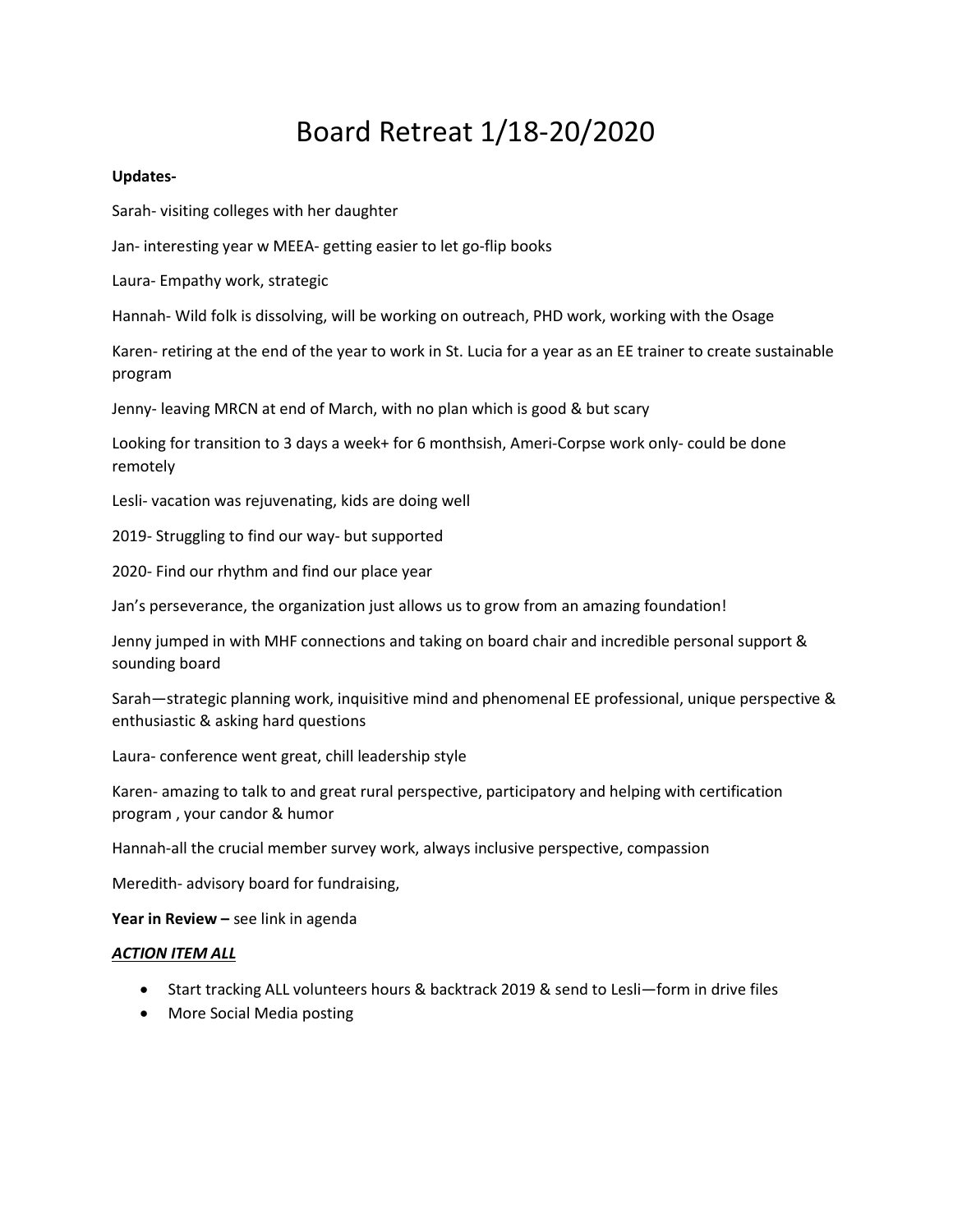# Board Retreat 1/18-20/2020

**Updates-**

Sarah- visiting colleges with her daughter

Jan- interesting year w MEEA- getting easier to let go-flip books

Laura- Empathy work, strategic

Hannah- Wild folk is dissolving, will be working on outreach, PHD work, working with the Osage

Karen- retiring at the end of the year to work in St. Lucia for a year as an EE trainer to create sustainable program

Jenny- leaving MRCN at end of March, with no plan which is good & but scary

Looking for transition to 3 days a week+ for 6 monthsish, Ameri-Corpse work only- could be done remotely

Lesli- vacation was rejuvenating, kids are doing well

2019- Struggling to find our way- but supported

2020- Find our rhythm and find our place year

Jan's perseverance, the organization just allows us to grow from an amazing foundation!

Jenny jumped in with MHF connections and taking on board chair and incredible personal support & sounding board

Sarah—strategic planning work, inquisitive mind and phenomenal EE professional, unique perspective & enthusiastic & asking hard questions

Laura- conference went great, chill leadership style

Karen- amazing to talk to and great rural perspective, participatory and helping with certification program , your candor & humor

Hannah-all the crucial member survey work, always inclusive perspective, compassion

Meredith- advisory board for fundraising,

**Year in Review –** see link in agenda

***ACTION ITEM ALL***

- Start tracking ALL volunteers hours & backtrack 2019 & send to Lesli—form in drive files
- More Social Media posting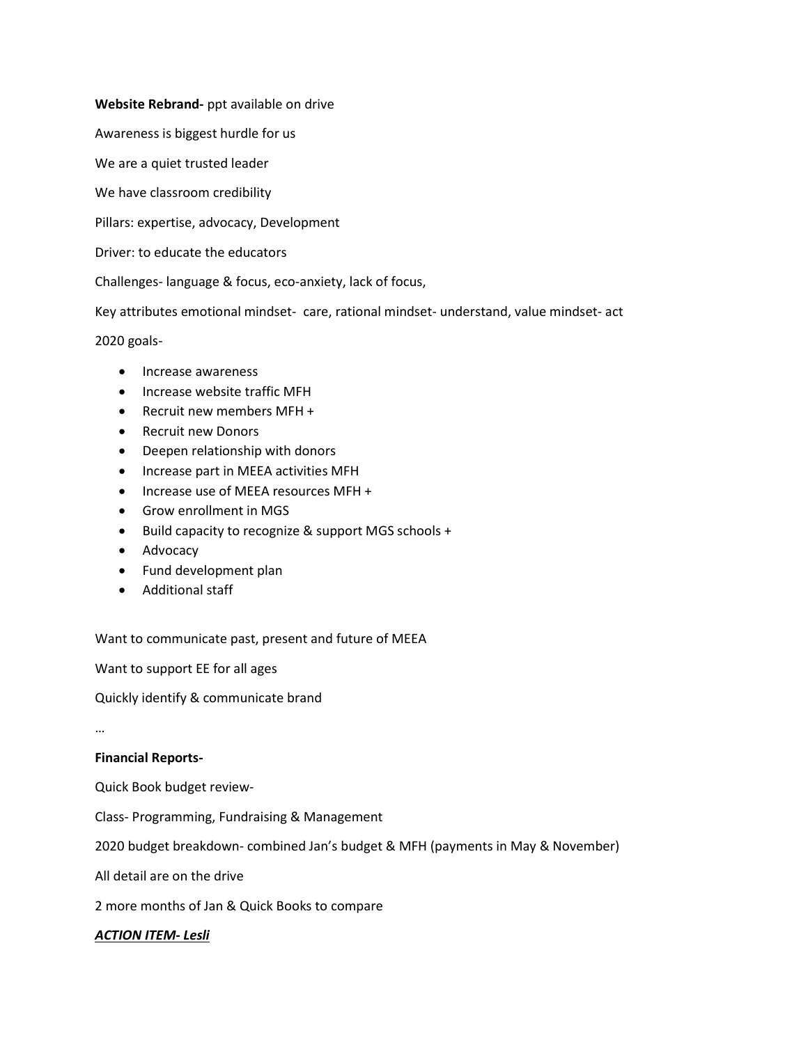**Website Rebrand-** ppt available on drive

Awareness is biggest hurdle for us

We are a quiet trusted leader

We have classroom credibility

Pillars: expertise, advocacy, Development

Driver: to educate the educators

Challenges- language & focus, eco-anxiety, lack of focus,

Key attributes emotional mindset- care, rational mindset- understand, value mindset- act

2020 goals-

- Increase awareness
- Increase website traffic MFH
- Recruit new members MFH +
- Recruit new Donors
- Deepen relationship with donors
- Increase part in MEEA activities MFH
- Increase use of MEEA resources MFH +
- Grow enrollment in MGS
- Build capacity to recognize & support MGS schools +
- Advocacy
- Fund development plan
- Additional staff

Want to communicate past, present and future of MEEA

Want to support EE for all ages

Quickly identify & communicate brand

…

**Financial Reports-**

Quick Book budget review-

Class- Programming, Fundraising & Management

2020 budget breakdown- combined Jan's budget & MFH (payments in May & November)

All detail are on the drive

2 more months of Jan & Quick Books to compare

***ACTION ITEM- Lesli***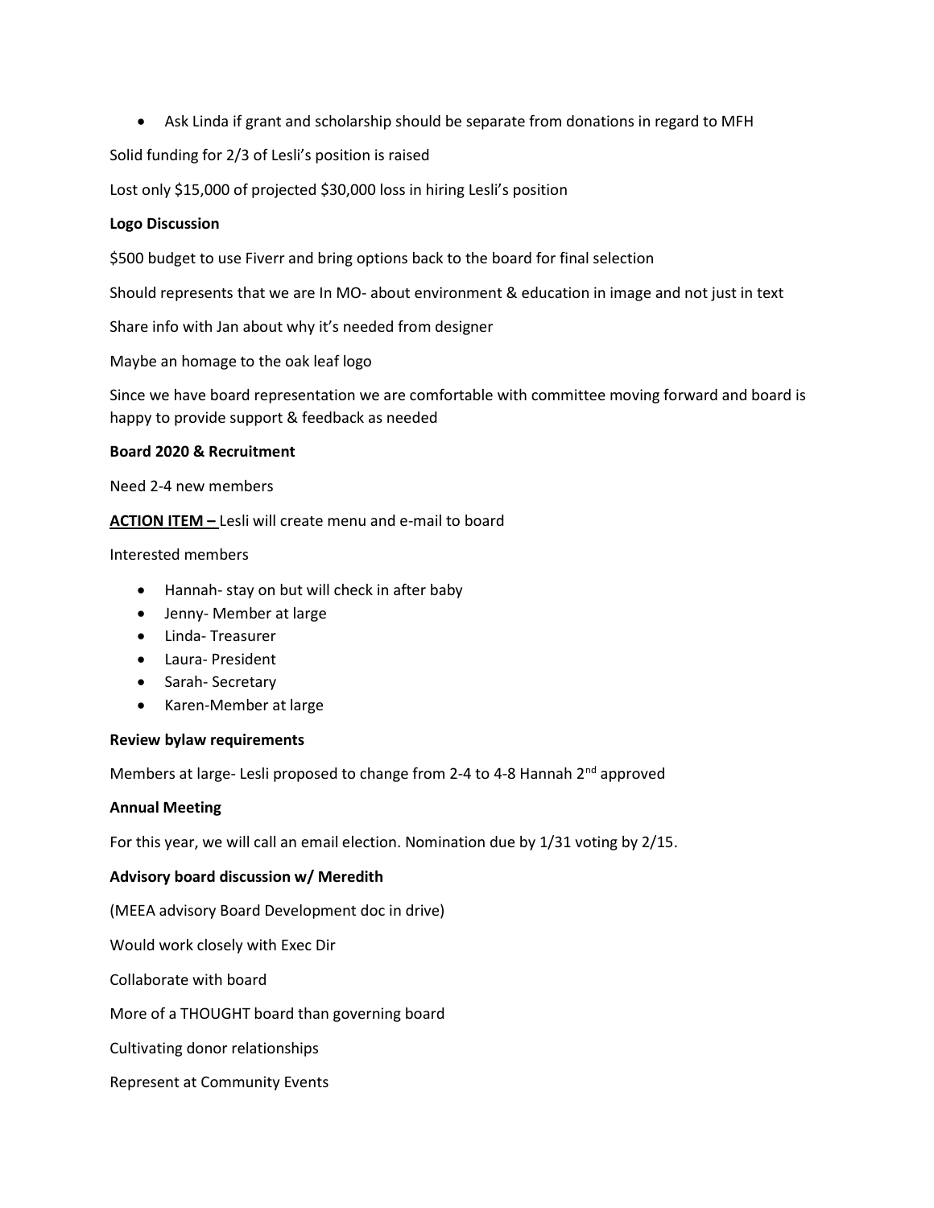- Ask Linda if grant and scholarship should be separate from donations in regard to MFH

Solid funding for 2/3 of Lesli's position is raised

Lost only $15,000 of projected $30,000 loss in hiring Lesli's position

**Logo Discussion**

$500 budget to use Fiverr and bring options back to the board for final selection

Should represents that we are In MO- about environment & education in image and not just in text

Share info with Jan about why it's needed from designer

Maybe an homage to the oak leaf logo

Since we have board representation we are comfortable with committee moving forward and board is happy to provide support & feedback as needed

**Board 2020 & Recruitment**

Need 2-4 new members

**ACTION ITEM –** Lesli will create menu and e-mail to board

Interested members

- Hannah- stay on but will check in after baby
- Jenny- Member at large
- Linda- Treasurer
- Laura- President
- Sarah- Secretary
- Karen-Member at large

**Review bylaw requirements**

Members at large- Lesli proposed to change from 2-4 to 4-8 Hannah 2nd approved

**Annual Meeting**

For this year, we will call an email election. Nomination due by 1/31 voting by 2/15.

**Advisory board discussion w/ Meredith**

(MEEA advisory Board Development doc in drive)

Would work closely with Exec Dir

Collaborate with board

More of a THOUGHT board than governing board

Cultivating donor relationships

Represent at Community Events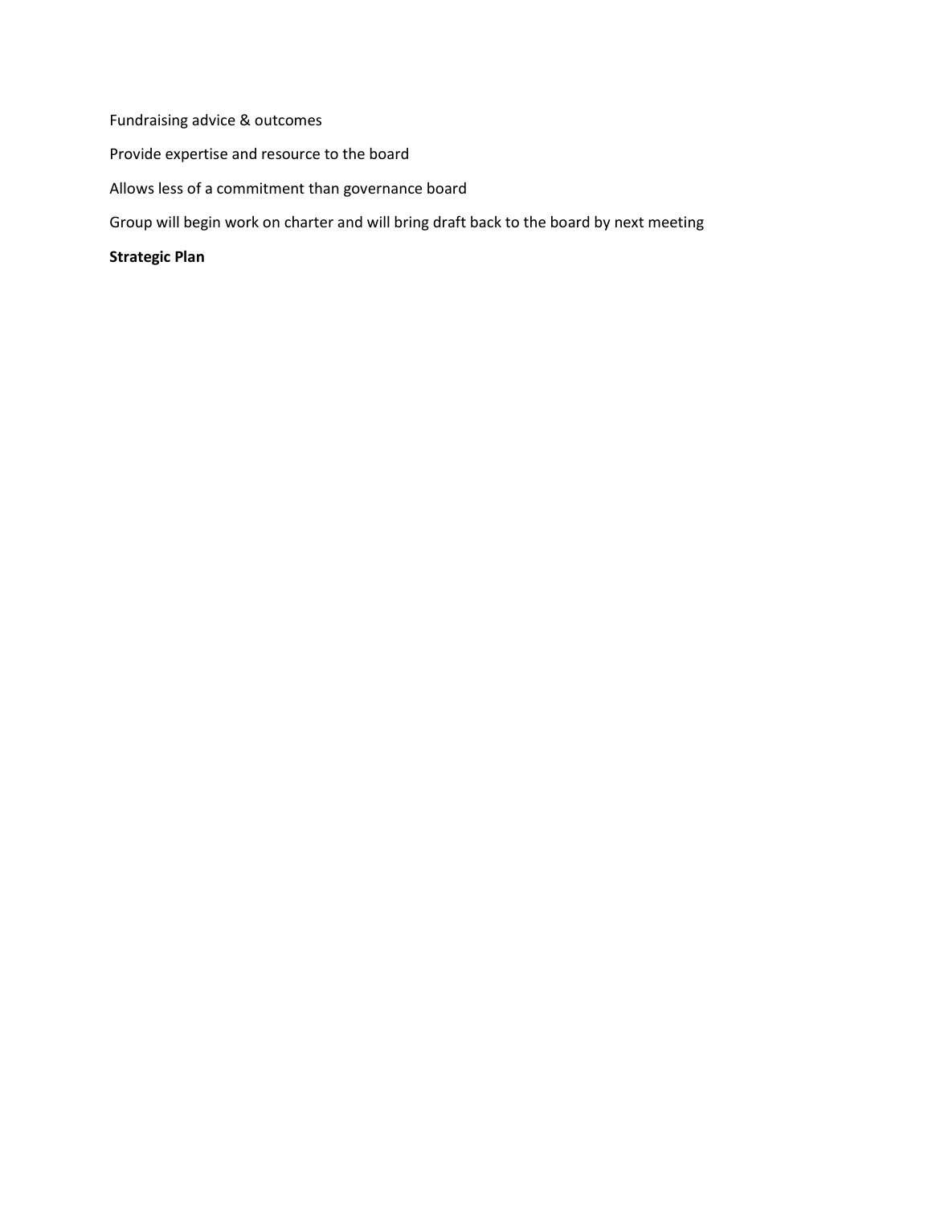Fundraising advice & outcomes

Provide expertise and resource to the board

Allows less of a commitment than governance board

Group will begin work on charter and will bring draft back to the board by next meeting

**Strategic Plan**